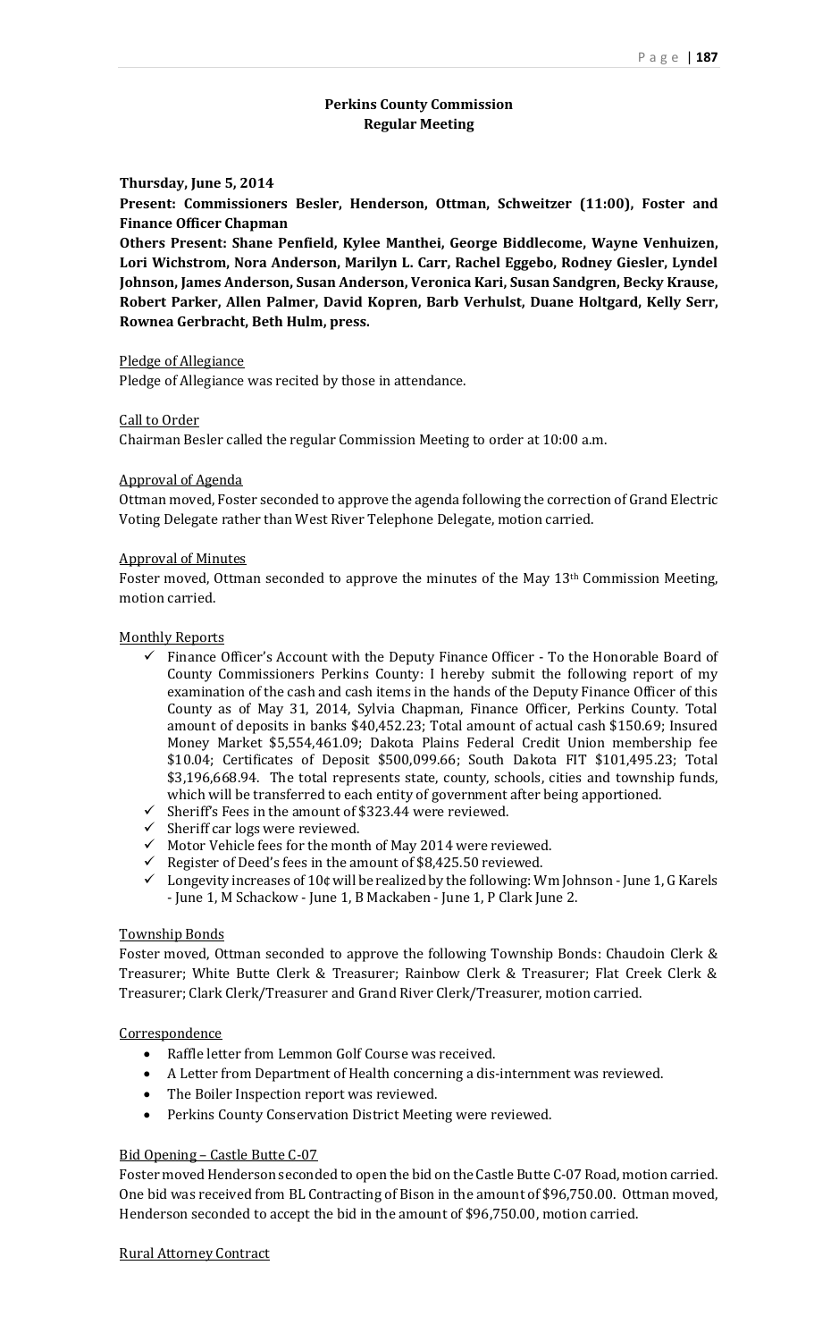# Perkins County Commission
## Regular Meeting

**Thursday, June 5, 2014**

**Present: Commissioners Besler, Henderson, Ottman, Schweitzer (11:00), Foster and Finance Officer Chapman**

**Others Present: Shane Penfield, Kylee Manthei, George Biddlecome, Wayne Venhuizen, Lori Wichstrom, Nora Anderson, Marilyn L. Carr, Rachel Eggebo, Rodney Giesler, Lyndel Johnson, James Anderson, Susan Anderson, Veronica Kari, Susan Sandgren, Becky Krause, Robert Parker, Allen Palmer, David Kopren, Barb Verhulst, Duane Holtgard, Kelly Serr, Rownea Gerbracht, Beth Hulm, press.**

Pledge of Allegiance

Pledge of Allegiance was recited by those in attendance.

Call to Order

Chairman Besler called the regular Commission Meeting to order at 10:00 a.m.

Approval of Agenda

Ottman moved, Foster seconded to approve the agenda following the correction of Grand Electric Voting Delegate rather than West River Telephone Delegate, motion carried.

Approval of Minutes

Foster moved, Ottman seconded to approve the minutes of the May 13th Commission Meeting, motion carried.

Monthly Reports

- ✓ Finance Officer's Account with the Deputy Finance Officer - To the Honorable Board of County Commissioners Perkins County: I hereby submit the following report of my examination of the cash and cash items in the hands of the Deputy Finance Officer of this County as of May 31, 2014, Sylvia Chapman, Finance Officer, Perkins County. Total amount of deposits in banks $40,452.23; Total amount of actual cash $150.69; Insured Money Market $5,554,461.09; Dakota Plains Federal Credit Union membership fee $10.04; Certificates of Deposit $500,099.66; South Dakota FIT $101,495.23; Total $3,196,668.94. The total represents state, county, schools, cities and township funds, which will be transferred to each entity of government after being apportioned.
- ✓ Sheriff's Fees in the amount of $323.44 were reviewed.
- ✓ Sheriff car logs were reviewed.
- ✓ Motor Vehicle fees for the month of May 2014 were reviewed.
- ✓ Register of Deed's fees in the amount of $8,425.50 reviewed.
- ✓ Longevity increases of 10¢ will be realized by the following: Wm Johnson - June 1, G Karels - June 1, M Schackow - June 1, B Mackaben - June 1, P Clark June 2.

Township Bonds

Foster moved, Ottman seconded to approve the following Township Bonds: Chaudoin Clerk & Treasurer; White Butte Clerk & Treasurer; Rainbow Clerk & Treasurer; Flat Creek Clerk & Treasurer; Clark Clerk/Treasurer and Grand River Clerk/Treasurer, motion carried.

Correspondence

- Raffle letter from Lemmon Golf Course was received.
- A Letter from Department of Health concerning a dis-internment was reviewed.
- The Boiler Inspection report was reviewed.
- Perkins County Conservation District Meeting were reviewed.

Bid Opening – Castle Butte C-07

Foster moved Henderson seconded to open the bid on the Castle Butte C-07 Road, motion carried. One bid was received from BL Contracting of Bison in the amount of $96,750.00. Ottman moved, Henderson seconded to accept the bid in the amount of $96,750.00, motion carried.

Rural Attorney Contract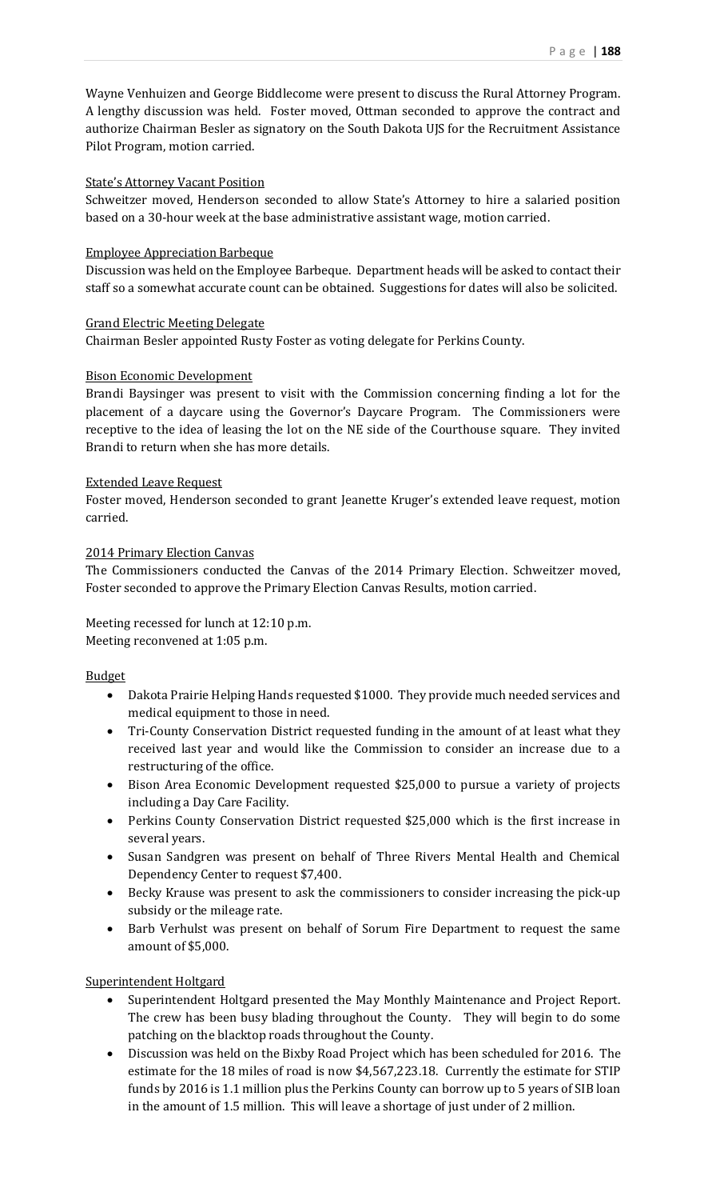Wayne Venhuizen and George Biddlecome were present to discuss the Rural Attorney Program. A lengthy discussion was held. Foster moved, Ottman seconded to approve the contract and authorize Chairman Besler as signatory on the South Dakota UJS for the Recruitment Assistance Pilot Program, motion carried.

State's Attorney Vacant Position

Schweitzer moved, Henderson seconded to allow State's Attorney to hire a salaried position based on a 30-hour week at the base administrative assistant wage, motion carried.

Employee Appreciation Barbeque

Discussion was held on the Employee Barbeque. Department heads will be asked to contact their staff so a somewhat accurate count can be obtained. Suggestions for dates will also be solicited.

Grand Electric Meeting Delegate

Chairman Besler appointed Rusty Foster as voting delegate for Perkins County.

Bison Economic Development

Brandi Baysinger was present to visit with the Commission concerning finding a lot for the placement of a daycare using the Governor's Daycare Program. The Commissioners were receptive to the idea of leasing the lot on the NE side of the Courthouse square. They invited Brandi to return when she has more details.

Extended Leave Request

Foster moved, Henderson seconded to grant Jeanette Kruger's extended leave request, motion carried.

2014 Primary Election Canvas

The Commissioners conducted the Canvas of the 2014 Primary Election. Schweitzer moved, Foster seconded to approve the Primary Election Canvas Results, motion carried.

Meeting recessed for lunch at 12:10 p.m.
Meeting reconvened at 1:05 p.m.

Budget

- Dakota Prairie Helping Hands requested $1000. They provide much needed services and medical equipment to those in need.
- Tri-County Conservation District requested funding in the amount of at least what they received last year and would like the Commission to consider an increase due to a restructuring of the office.
- Bison Area Economic Development requested $25,000 to pursue a variety of projects including a Day Care Facility.
- Perkins County Conservation District requested $25,000 which is the first increase in several years.
- Susan Sandgren was present on behalf of Three Rivers Mental Health and Chemical Dependency Center to request $7,400.
- Becky Krause was present to ask the commissioners to consider increasing the pick-up subsidy or the mileage rate.
- Barb Verhulst was present on behalf of Sorum Fire Department to request the same amount of $5,000.

Superintendent Holtgard

- Superintendent Holtgard presented the May Monthly Maintenance and Project Report. The crew has been busy blading throughout the County. They will begin to do some patching on the blacktop roads throughout the County.
- Discussion was held on the Bixby Road Project which has been scheduled for 2016. The estimate for the 18 miles of road is now $4,567,223.18. Currently the estimate for STIP funds by 2016 is 1.1 million plus the Perkins County can borrow up to 5 years of SIB loan in the amount of 1.5 million. This will leave a shortage of just under of 2 million.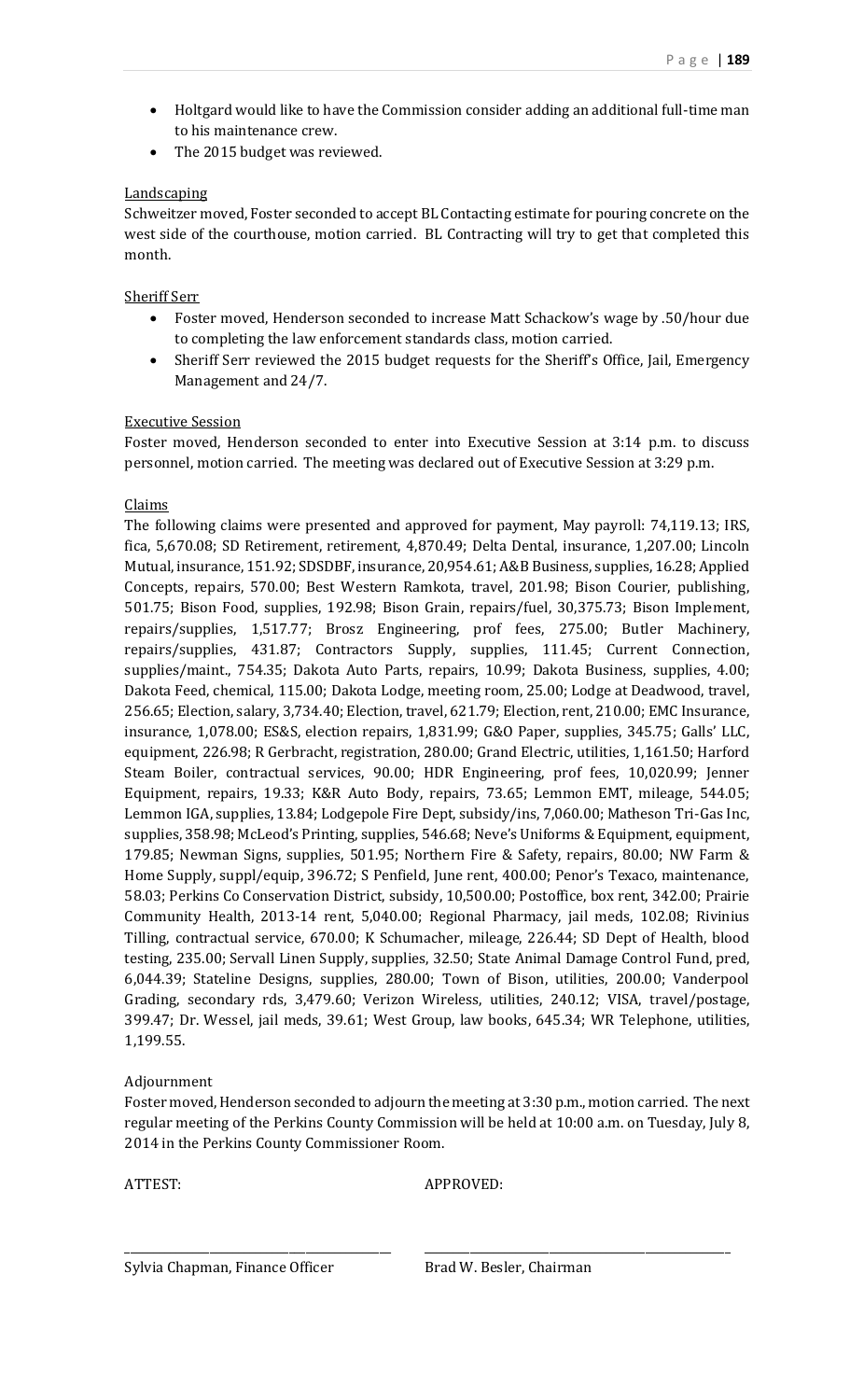- Holtgard would like to have the Commission consider adding an additional full-time man to his maintenance crew.
- The 2015 budget was reviewed.

Landscaping

Schweitzer moved, Foster seconded to accept BL Contacting estimate for pouring concrete on the west side of the courthouse, motion carried. BL Contracting will try to get that completed this month.

Sheriff Serr

- Foster moved, Henderson seconded to increase Matt Schackow's wage by .50/hour due to completing the law enforcement standards class, motion carried.
- Sheriff Serr reviewed the 2015 budget requests for the Sheriff's Office, Jail, Emergency Management and 24/7.

Executive Session

Foster moved, Henderson seconded to enter into Executive Session at 3:14 p.m. to discuss personnel, motion carried. The meeting was declared out of Executive Session at 3:29 p.m.

Claims

The following claims were presented and approved for payment, May payroll: 74,119.13; IRS, fica, 5,670.08; SD Retirement, retirement, 4,870.49; Delta Dental, insurance, 1,207.00; Lincoln Mutual, insurance, 151.92; SDSDBF, insurance, 20,954.61; A&B Business, supplies, 16.28; Applied Concepts, repairs, 570.00; Best Western Ramkota, travel, 201.98; Bison Courier, publishing, 501.75; Bison Food, supplies, 192.98; Bison Grain, repairs/fuel, 30,375.73; Bison Implement, repairs/supplies, 1,517.77; Brosz Engineering, prof fees, 275.00; Butler Machinery, repairs/supplies, 431.87; Contractors Supply, supplies, 111.45; Current Connection, supplies/maint., 754.35; Dakota Auto Parts, repairs, 10.99; Dakota Business, supplies, 4.00; Dakota Feed, chemical, 115.00; Dakota Lodge, meeting room, 25.00; Lodge at Deadwood, travel, 256.65; Election, salary, 3,734.40; Election, travel, 621.79; Election, rent, 210.00; EMC Insurance, insurance, 1,078.00; ES&S, election repairs, 1,831.99; G&O Paper, supplies, 345.75; Galls' LLC, equipment, 226.98; R Gerbracht, registration, 280.00; Grand Electric, utilities, 1,161.50; Harford Steam Boiler, contractual services, 90.00; HDR Engineering, prof fees, 10,020.99; Jenner Equipment, repairs, 19.33; K&R Auto Body, repairs, 73.65; Lemmon EMT, mileage, 544.05; Lemmon IGA, supplies, 13.84; Lodgepole Fire Dept, subsidy/ins, 7,060.00; Matheson Tri-Gas Inc, supplies, 358.98; McLeod's Printing, supplies, 546.68; Neve's Uniforms & Equipment, equipment, 179.85; Newman Signs, supplies, 501.95; Northern Fire & Safety, repairs, 80.00; NW Farm & Home Supply, suppl/equip, 396.72; S Penfield, June rent, 400.00; Penor's Texaco, maintenance, 58.03; Perkins Co Conservation District, subsidy, 10,500.00; Postoffice, box rent, 342.00; Prairie Community Health, 2013-14 rent, 5,040.00; Regional Pharmacy, jail meds, 102.08; Rivinius Tilling, contractual service, 670.00; K Schumacher, mileage, 226.44; SD Dept of Health, blood testing, 235.00; Servall Linen Supply, supplies, 32.50; State Animal Damage Control Fund, pred, 6,044.39; Stateline Designs, supplies, 280.00; Town of Bison, utilities, 200.00; Vanderpool Grading, secondary rds, 3,479.60; Verizon Wireless, utilities, 240.12; VISA, travel/postage, 399.47; Dr. Wessel, jail meds, 39.61; West Group, law books, 645.34; WR Telephone, utilities, 1,199.55.

Adjournment

Foster moved, Henderson seconded to adjourn the meeting at 3:30 p.m., motion carried. The next regular meeting of the Perkins County Commission will be held at 10:00 a.m. on Tuesday, July 8, 2014 in the Perkins County Commissioner Room.

ATTEST: APPROVED:

\_\_\_\_\_\_\_\_\_\_\_\_\_\_\_\_\_\_\_\_\_\_\_\_\_\_\_\_\_\_\_\_ \_\_\_\_\_\_\_\_\_\_\_\_\_\_\_\_\_\_\_\_\_\_\_\_\_\_\_\_\_\_\_\_

Sylvia Chapman, Finance Officer

Brad W. Besler, Chairman